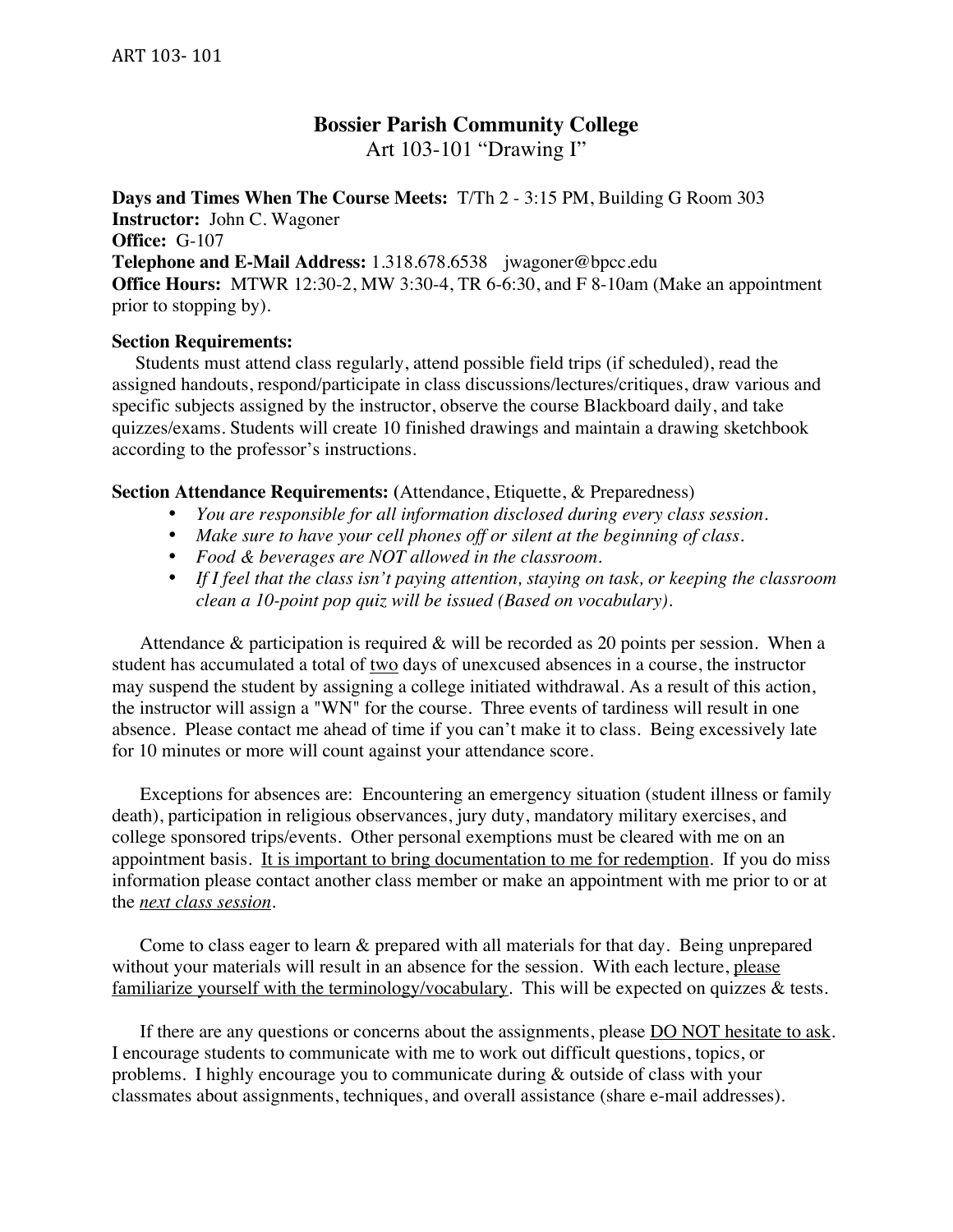# Bossier Parish Community College

Art 103-101 "Drawing I"

**Days and Times When The Course Meets:** T/Th 2 - 3:15 PM, Building G Room 303
**Instructor:** John C. Wagoner
**Office:** G-107
**Telephone and E-Mail Address:** 1.318.678.6538 jwagoner@bpcc.edu
**Office Hours:** MTWR 12:30-2, MW 3:30-4, TR 6-6:30, and F 8-10am (Make an appointment prior to stopping by).

**Section Requirements:**

Students must attend class regularly, attend possible field trips (if scheduled), read the assigned handouts, respond/participate in class discussions/lectures/critiques, draw various and specific subjects assigned by the instructor, observe the course Blackboard daily, and take quizzes/exams. Students will create 10 finished drawings and maintain a drawing sketchbook according to the professor's instructions.

**Section Attendance Requirements:** (Attendance, Etiquette, & Preparedness)

- *You are responsible for all information disclosed during every class session.*
- *Make sure to have your cell phones off or silent at the beginning of class.*
- *Food & beverages are NOT allowed in the classroom.*
- *If I feel that the class isn't paying attention, staying on task, or keeping the classroom clean a 10-point pop quiz will be issued (Based on vocabulary).*

Attendance & participation is required & will be recorded as 20 points per session. When a student has accumulated a total of <u>two</u> days of unexcused absences in a course, the instructor may suspend the student by assigning a college initiated withdrawal. As a result of this action, the instructor will assign a "WN" for the course. Three events of tardiness will result in one absence. Please contact me ahead of time if you can't make it to class. Being excessively late for 10 minutes or more will count against your attendance score.

Exceptions for absences are: Encountering an emergency situation (student illness or family death), participation in religious observances, jury duty, mandatory military exercises, and college sponsored trips/events. Other personal exemptions must be cleared with me on an appointment basis. <u>It is important to bring documentation to me for redemption</u>. If you do miss information please contact another class member or make an appointment with me prior to or at the <u>*next class session*</u>.

Come to class eager to learn & prepared with all materials for that day. Being unprepared without your materials will result in an absence for the session. With each lecture, <u>please familiarize yourself with the terminology/vocabulary</u>. This will be expected on quizzes & tests.

If there are any questions or concerns about the assignments, please <u>DO NOT hesitate to ask</u>. I encourage students to communicate with me to work out difficult questions, topics, or problems. I highly encourage you to communicate during & outside of class with your classmates about assignments, techniques, and overall assistance (share e-mail addresses).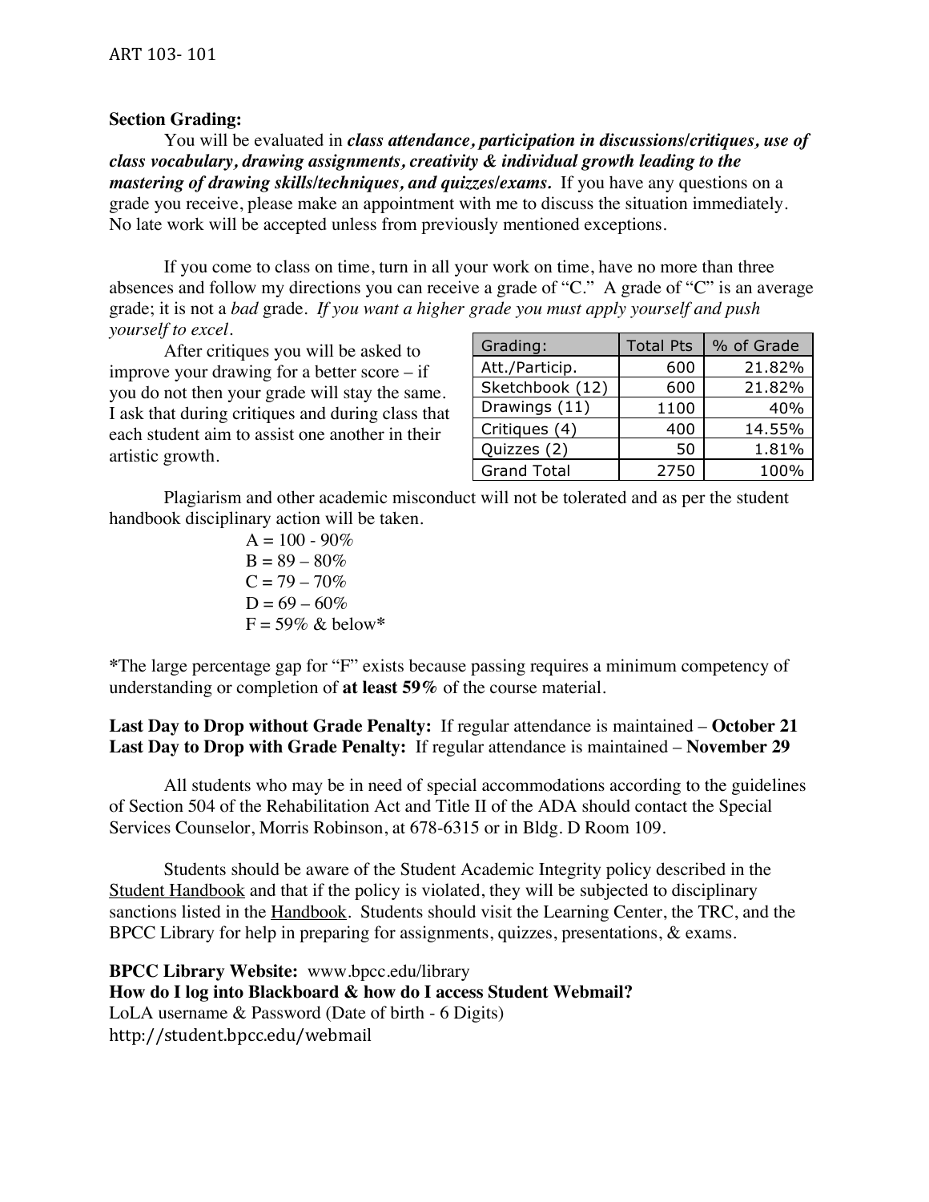**Section Grading:**

You will be evaluated in ***class attendance, participation in discussions/critiques, use of class vocabulary, drawing assignments, creativity & individual growth leading to the mastering of drawing skills/techniques, and quizzes/exams.*** If you have any questions on a grade you receive, please make an appointment with me to discuss the situation immediately. No late work will be accepted unless from previously mentioned exceptions.

If you come to class on time, turn in all your work on time, have no more than three absences and follow my directions you can receive a grade of "C." A grade of "C" is an average grade; it is not a *bad* grade. *If you want a higher grade you must apply yourself and push yourself to excel.*

After critiques you will be asked to improve your drawing for a better score – if you do not then your grade will stay the same. I ask that during critiques and during class that each student aim to assist one another in their artistic growth.

| Grading: | Total Pts | % of Grade |
|---|---|---|
| Att./Particip. | 600 | 21.82% |
| Sketchbook (12) | 600 | 21.82% |
| Drawings (11) | 1100 | 40% |
| Critiques (4) | 400 | 14.55% |
| Quizzes (2) | 50 | 1.81% |
| Grand Total | 2750 | 100% |

Plagiarism and other academic misconduct will not be tolerated and as per the student handbook disciplinary action will be taken.

A = 100 - 90%
B = 89 – 80%
C = 79 – 70%
D = 69 – 60%
F = 59% & below*

*The large percentage gap for "F" exists because passing requires a minimum competency of understanding or completion of **at least 59%** of the course material.

**Last Day to Drop without Grade Penalty:** If regular attendance is maintained – **October 21**
**Last Day to Drop with Grade Penalty:** If regular attendance is maintained – **November 29**

All students who may be in need of special accommodations according to the guidelines of Section 504 of the Rehabilitation Act and Title II of the ADA should contact the Special Services Counselor, Morris Robinson, at 678-6315 or in Bldg. D Room 109.

Students should be aware of the Student Academic Integrity policy described in the Student Handbook and that if the policy is violated, they will be subjected to disciplinary sanctions listed in the Handbook. Students should visit the Learning Center, the TRC, and the BPCC Library for help in preparing for assignments, quizzes, presentations, & exams.

**BPCC Library Website:** www.bpcc.edu/library
**How do I log into Blackboard & how do I access Student Webmail?**
LoLA username & Password (Date of birth - 6 Digits)
http://student.bpcc.edu/webmail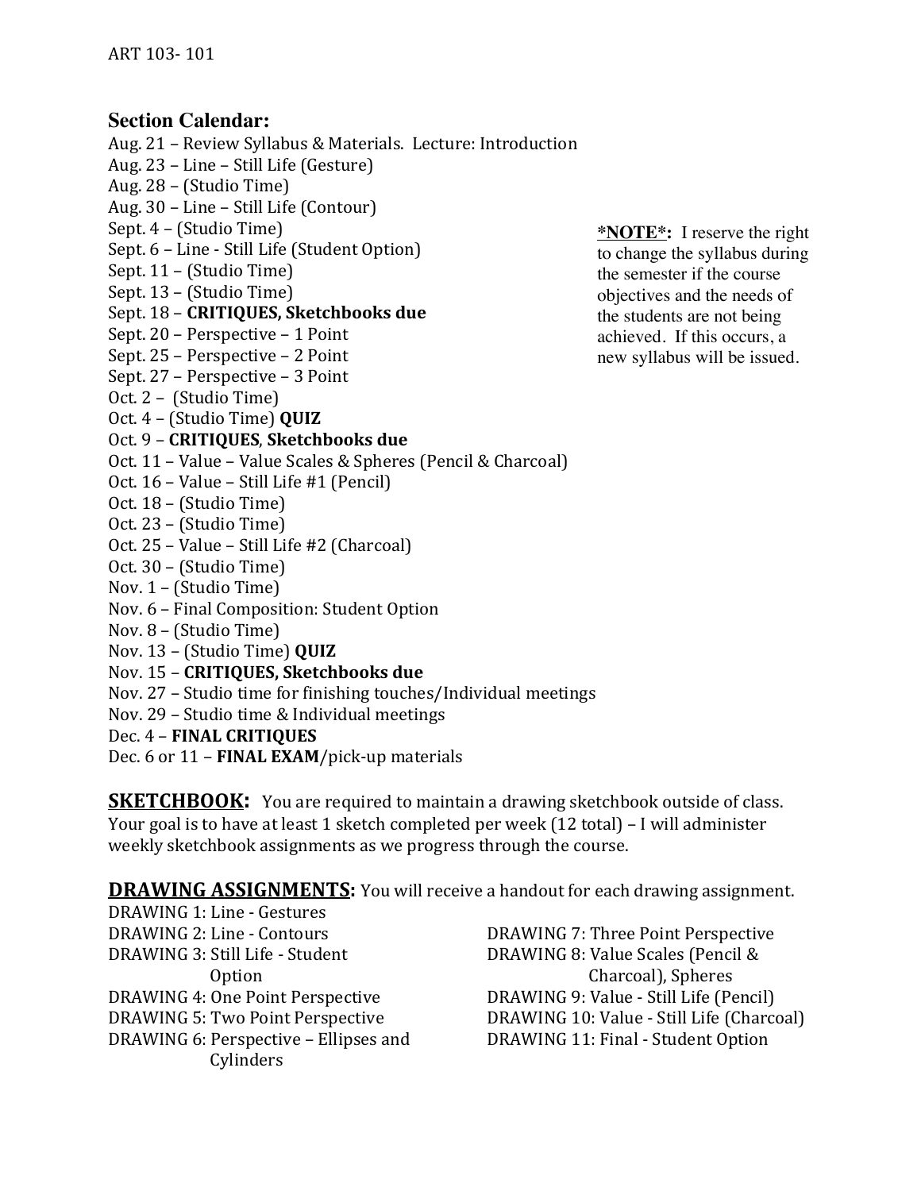## Section Calendar:

Aug. 21 – Review Syllabus & Materials. Lecture: Introduction
Aug. 23 – Line – Still Life (Gesture)
Aug. 28 – (Studio Time)
Aug. 30 – Line – Still Life (Contour)
Sept. 4 – (Studio Time)
Sept. 6 – Line - Still Life (Student Option)
Sept. 11 – (Studio Time)
Sept. 13 – (Studio Time)
Sept. 18 – **CRITIQUES, Sketchbooks due**
Sept. 20 – Perspective – 1 Point
Sept. 25 – Perspective – 2 Point
Sept. 27 – Perspective – 3 Point
Oct. 2 – (Studio Time)
Oct. 4 – (Studio Time) **QUIZ**
Oct. 9 – **CRITIQUES**, **Sketchbooks due**
Oct. 11 – Value – Value Scales & Spheres (Pencil & Charcoal)
Oct. 16 – Value – Still Life #1 (Pencil)
Oct. 18 – (Studio Time)
Oct. 23 – (Studio Time)
Oct. 25 – Value – Still Life #2 (Charcoal)
Oct. 30 – (Studio Time)
Nov. 1 – (Studio Time)
Nov. 6 – Final Composition: Student Option
Nov. 8 – (Studio Time)
Nov. 13 – (Studio Time) **QUIZ**
Nov. 15 – **CRITIQUES, Sketchbooks due**
Nov. 27 – Studio time for finishing touches/Individual meetings
Nov. 29 – Studio time & Individual meetings
Dec. 4 – **FINAL CRITIQUES**
Dec. 6 or 11 – **FINAL EXAM**/pick-up materials

***NOTE*:** I reserve the right to change the syllabus during the semester if the course objectives and the needs of the students are not being achieved. If this occurs, a new syllabus will be issued.

**SKETCHBOOK:** You are required to maintain a drawing sketchbook outside of class. Your goal is to have at least 1 sketch completed per week (12 total) – I will administer weekly sketchbook assignments as we progress through the course.

**DRAWING ASSIGNMENTS:** You will receive a handout for each drawing assignment.

DRAWING 1: Line - Gestures
DRAWING 2: Line - Contours
DRAWING 3: Still Life - Student Option
DRAWING 4: One Point Perspective
DRAWING 5: Two Point Perspective
DRAWING 6: Perspective – Ellipses and Cylinders
DRAWING 7: Three Point Perspective
DRAWING 8: Value Scales (Pencil & Charcoal), Spheres
DRAWING 9: Value - Still Life (Pencil)
DRAWING 10: Value - Still Life (Charcoal)
DRAWING 11: Final - Student Option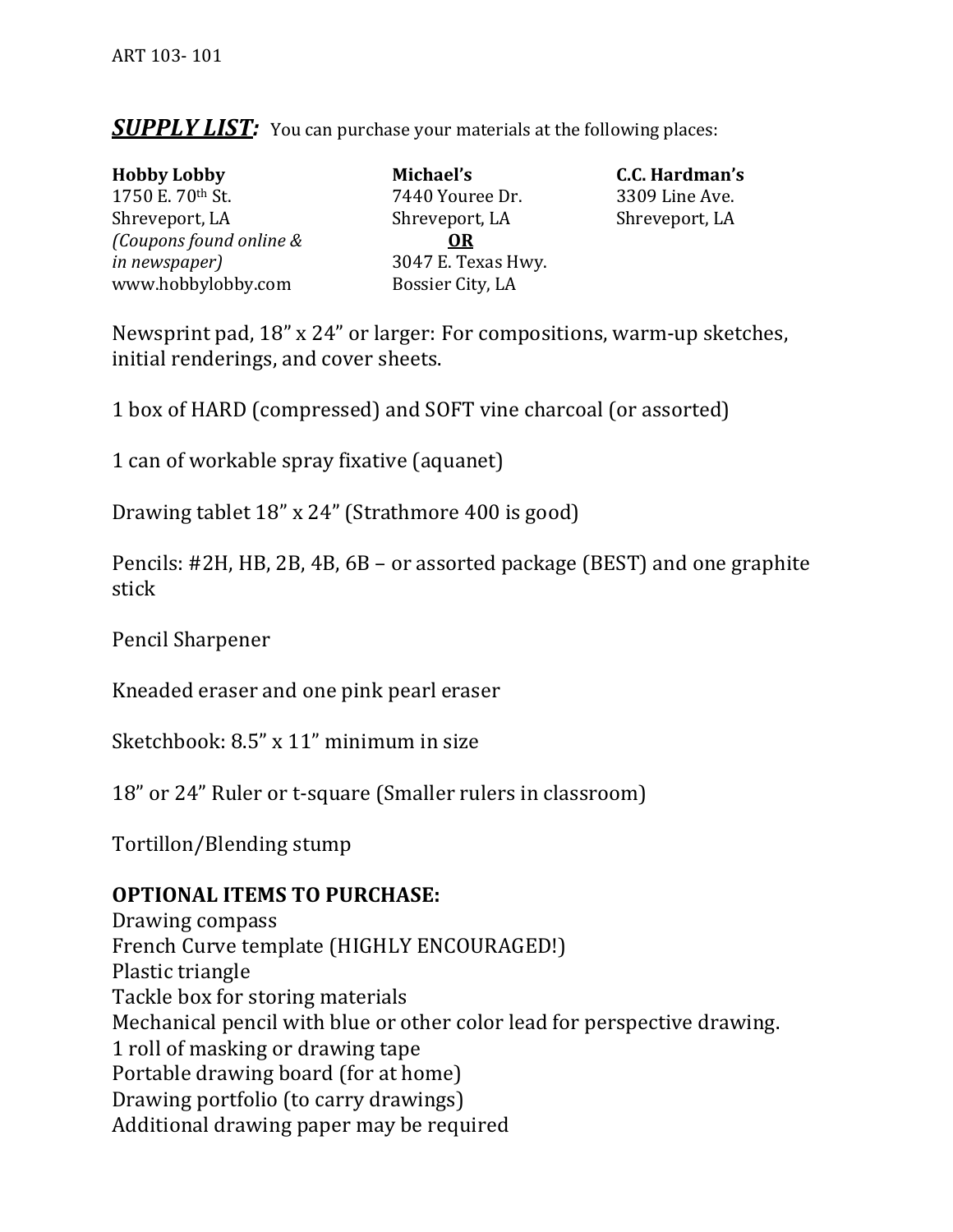ART 103- 101

***SUPPLY LIST:*** You can purchase your materials at the following places:

**Hobby Lobby**
1750 E. 70th St.
Shreveport, LA
*(Coupons found online & in newspaper)*
www.hobbylobby.com

**Michael's**
7440 Youree Dr.
Shreveport, LA
**OR**
3047 E. Texas Hwy.
Bossier City, LA

**C.C. Hardman's**
3309 Line Ave.
Shreveport, LA

Newsprint pad, 18" x 24" or larger: For compositions, warm-up sketches, initial renderings, and cover sheets.

1 box of HARD (compressed) and SOFT vine charcoal (or assorted)

1 can of workable spray fixative (aquanet)

Drawing tablet 18" x 24" (Strathmore 400 is good)

Pencils: #2H, HB, 2B, 4B, 6B – or assorted package (BEST) and one graphite stick

Pencil Sharpener

Kneaded eraser and one pink pearl eraser

Sketchbook: 8.5" x 11" minimum in size

18" or 24" Ruler or t-square (Smaller rulers in classroom)

Tortillon/Blending stump

**OPTIONAL ITEMS TO PURCHASE:**
Drawing compass
French Curve template (HIGHLY ENCOURAGED!)
Plastic triangle
Tackle box for storing materials
Mechanical pencil with blue or other color lead for perspective drawing.
1 roll of masking or drawing tape
Portable drawing board (for at home)
Drawing portfolio (to carry drawings)
Additional drawing paper may be required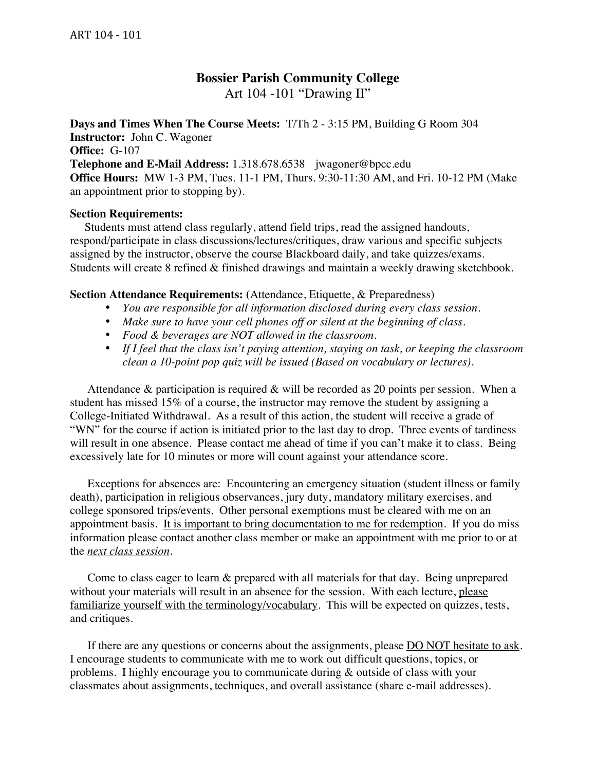# Bossier Parish Community College

Art 104 -101 "Drawing II"

**Days and Times When The Course Meets:** T/Th 2 - 3:15 PM, Building G Room 304
**Instructor:** John C. Wagoner
**Office:** G-107
**Telephone and E-Mail Address:** 1.318.678.6538 jwagoner@bpcc.edu
**Office Hours:** MW 1-3 PM, Tues. 11-1 PM, Thurs. 9:30-11:30 AM, and Fri. 10-12 PM (Make an appointment prior to stopping by).

**Section Requirements:**

Students must attend class regularly, attend field trips, read the assigned handouts, respond/participate in class discussions/lectures/critiques, draw various and specific subjects assigned by the instructor, observe the course Blackboard daily, and take quizzes/exams. Students will create 8 refined & finished drawings and maintain a weekly drawing sketchbook.

**Section Attendance Requirements:** (Attendance, Etiquette, & Preparedness)

- *You are responsible for all information disclosed during every class session.*
- *Make sure to have your cell phones off or silent at the beginning of class.*
- *Food & beverages are NOT allowed in the classroom.*
- *If I feel that the class isn't paying attention, staying on task, or keeping the classroom clean a 10-point pop quiz will be issued (Based on vocabulary or lectures).*

Attendance & participation is required & will be recorded as 20 points per session. When a student has missed 15% of a course, the instructor may remove the student by assigning a College-Initiated Withdrawal. As a result of this action, the student will receive a grade of "WN" for the course if action is initiated prior to the last day to drop. Three events of tardiness will result in one absence. Please contact me ahead of time if you can't make it to class. Being excessively late for 10 minutes or more will count against your attendance score.

Exceptions for absences are: Encountering an emergency situation (student illness or family death), participation in religious observances, jury duty, mandatory military exercises, and college sponsored trips/events. Other personal exemptions must be cleared with me on an appointment basis. <u>It is important to bring documentation to me for redemption</u>. If you do miss information please contact another class member or make an appointment with me prior to or at the <u>*next class session*</u>.

Come to class eager to learn & prepared with all materials for that day. Being unprepared without your materials will result in an absence for the session. With each lecture, <u>please familiarize yourself with the terminology/vocabulary</u>. This will be expected on quizzes, tests, and critiques.

If there are any questions or concerns about the assignments, please <u>DO NOT hesitate to ask</u>. I encourage students to communicate with me to work out difficult questions, topics, or problems. I highly encourage you to communicate during & outside of class with your classmates about assignments, techniques, and overall assistance (share e-mail addresses).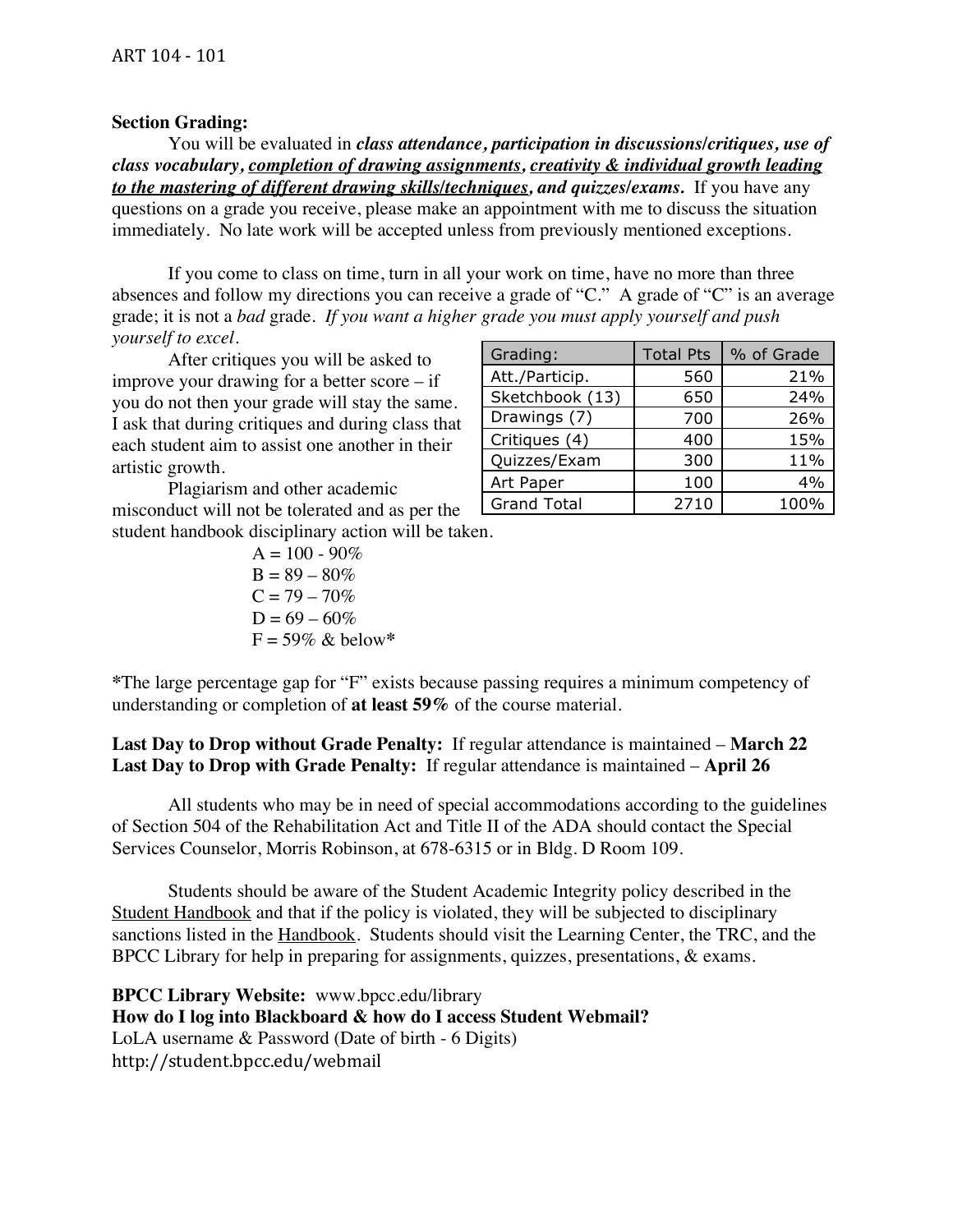**Section Grading:**

You will be evaluated in ***class attendance, participation in discussions/critiques, use of class vocabulary, <u>completion of drawing assignments</u>, <u>creativity & individual growth leading to the mastering of different drawing skills/techniques</u>, and quizzes/exams.*** If you have any questions on a grade you receive, please make an appointment with me to discuss the situation immediately. No late work will be accepted unless from previously mentioned exceptions.

If you come to class on time, turn in all your work on time, have no more than three absences and follow my directions you can receive a grade of "C." A grade of "C" is an average grade; it is not a *bad* grade. *If you want a higher grade you must apply yourself and push yourself to excel.*

After critiques you will be asked to improve your drawing for a better score – if you do not then your grade will stay the same. I ask that during critiques and during class that each student aim to assist one another in their artistic growth.

Plagiarism and other academic misconduct will not be tolerated and as per the student handbook disciplinary action will be taken.

| Grading: | Total Pts | % of Grade |
|---|---|---|
| Att./Particip. | 560 | 21% |
| Sketchbook (13) | 650 | 24% |
| Drawings (7) | 700 | 26% |
| Critiques (4) | 400 | 15% |
| Quizzes/Exam | 300 | 11% |
| Art Paper | 100 | 4% |
| Grand Total | 2710 | 100% |

A = 100 - 90%
B = 89 – 80%
C = 79 – 70%
D = 69 – 60%
F = 59% & below*

*The large percentage gap for "F" exists because passing requires a minimum competency of understanding or completion of **at least 59%** of the course material.

**Last Day to Drop without Grade Penalty:** If regular attendance is maintained – **March 22**
**Last Day to Drop with Grade Penalty:** If regular attendance is maintained – **April 26**

All students who may be in need of special accommodations according to the guidelines of Section 504 of the Rehabilitation Act and Title II of the ADA should contact the Special Services Counselor, Morris Robinson, at 678-6315 or in Bldg. D Room 109.

Students should be aware of the Student Academic Integrity policy described in the <u>Student Handbook</u> and that if the policy is violated, they will be subjected to disciplinary sanctions listed in the <u>Handbook</u>. Students should visit the Learning Center, the TRC, and the BPCC Library for help in preparing for assignments, quizzes, presentations, & exams.

**BPCC Library Website:** www.bpcc.edu/library
**How do I log into Blackboard & how do I access Student Webmail?**
LoLA username & Password (Date of birth - 6 Digits)
http://student.bpcc.edu/webmail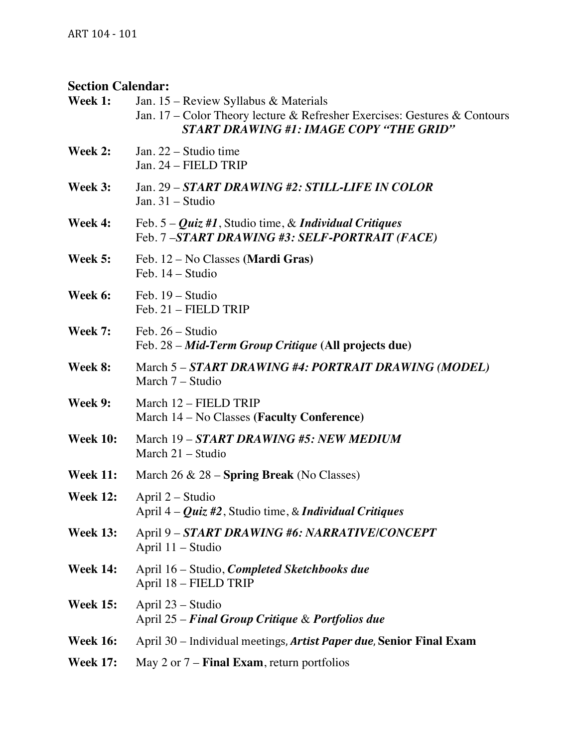## Section Calendar:

**Week 1:** Jan. 15 – Review Syllabus & Materials
Jan. 17 – Color Theory lecture & Refresher Exercises: Gestures & Contours
***START DRAWING #1: IMAGE COPY "THE GRID"***

**Week 2:** Jan. 22 – Studio time
Jan. 24 – FIELD TRIP

**Week 3:** Jan. 29 – ***START DRAWING #2: STILL-LIFE IN COLOR***
Jan. 31 – Studio

**Week 4:** Feb. 5 – ***Quiz #1***, Studio time, & ***Individual Critiques***
Feb. 7 –***START DRAWING #3: SELF-PORTRAIT (FACE)***

**Week 5:** Feb. 12 – No Classes **(Mardi Gras)**
Feb. 14 – Studio

**Week 6:** Feb. 19 – Studio
Feb. 21 – FIELD TRIP

**Week 7:** Feb. 26 – Studio
Feb. 28 – ***Mid-Term Group Critique*** **(All projects due)**

**Week 8:** March 5 – ***START DRAWING #4: PORTRAIT DRAWING (MODEL)***
March 7 – Studio

**Week 9:** March 12 – FIELD TRIP
March 14 – No Classes **(Faculty Conference)**

**Week 10:** March 19 – ***START DRAWING #5: NEW MEDIUM***
March 21 – Studio

**Week 11:** March 26 & 28 – **Spring Break** (No Classes)

**Week 12:** April 2 – Studio
April 4 – ***Quiz #2***, Studio time, & ***Individual Critiques***

**Week 13:** April 9 – ***START DRAWING #6: NARRATIVE/CONCEPT***
April 11 – Studio

**Week 14:** April 16 – Studio, ***Completed Sketchbooks due***
April 18 – FIELD TRIP

**Week 15:** April 23 – Studio
April 25 – ***Final Group Critique*** & ***Portfolios due***

**Week 16:** April 30 – Individual meetings, ***Artist Paper due***, **Senior Final Exam**

**Week 17:** May 2 or 7 – **Final Exam**, return portfolios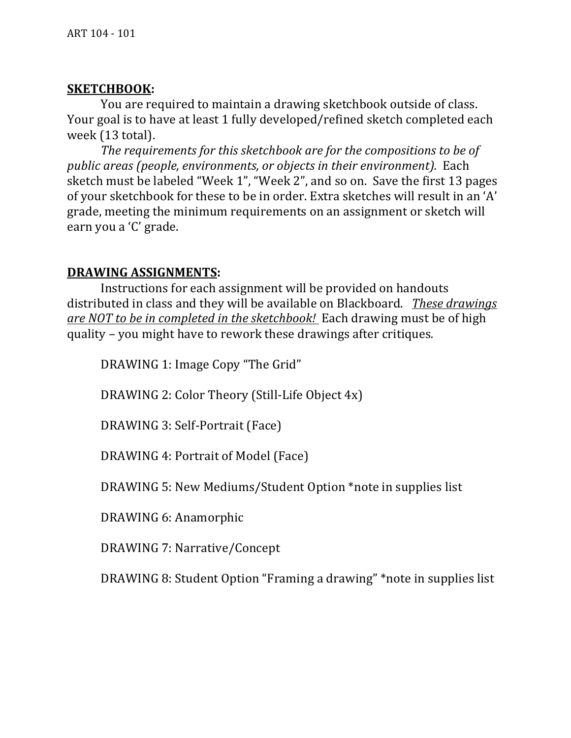## **SKETCHBOOK:**

You are required to maintain a drawing sketchbook outside of class. Your goal is to have at least 1 fully developed/refined sketch completed each week (13 total).

*The requirements for this sketchbook are for the compositions to be of public areas (people, environments, or objects in their environment).* Each sketch must be labeled "Week 1", "Week 2", and so on. Save the first 13 pages of your sketchbook for these to be in order. Extra sketches will result in an 'A' grade, meeting the minimum requirements on an assignment or sketch will earn you a 'C' grade.

## **DRAWING ASSIGNMENTS:**

Instructions for each assignment will be provided on handouts distributed in class and they will be available on Blackboard. <u>*These drawings are NOT to be in completed in the sketchbook!*</u> Each drawing must be of high quality – you might have to rework these drawings after critiques.

DRAWING 1: Image Copy "The Grid"

DRAWING 2: Color Theory (Still-Life Object 4x)

DRAWING 3: Self-Portrait (Face)

DRAWING 4: Portrait of Model (Face)

DRAWING 5: New Mediums/Student Option *note in supplies list

DRAWING 6: Anamorphic

DRAWING 7: Narrative/Concept

DRAWING 8: Student Option "Framing a drawing" *note in supplies list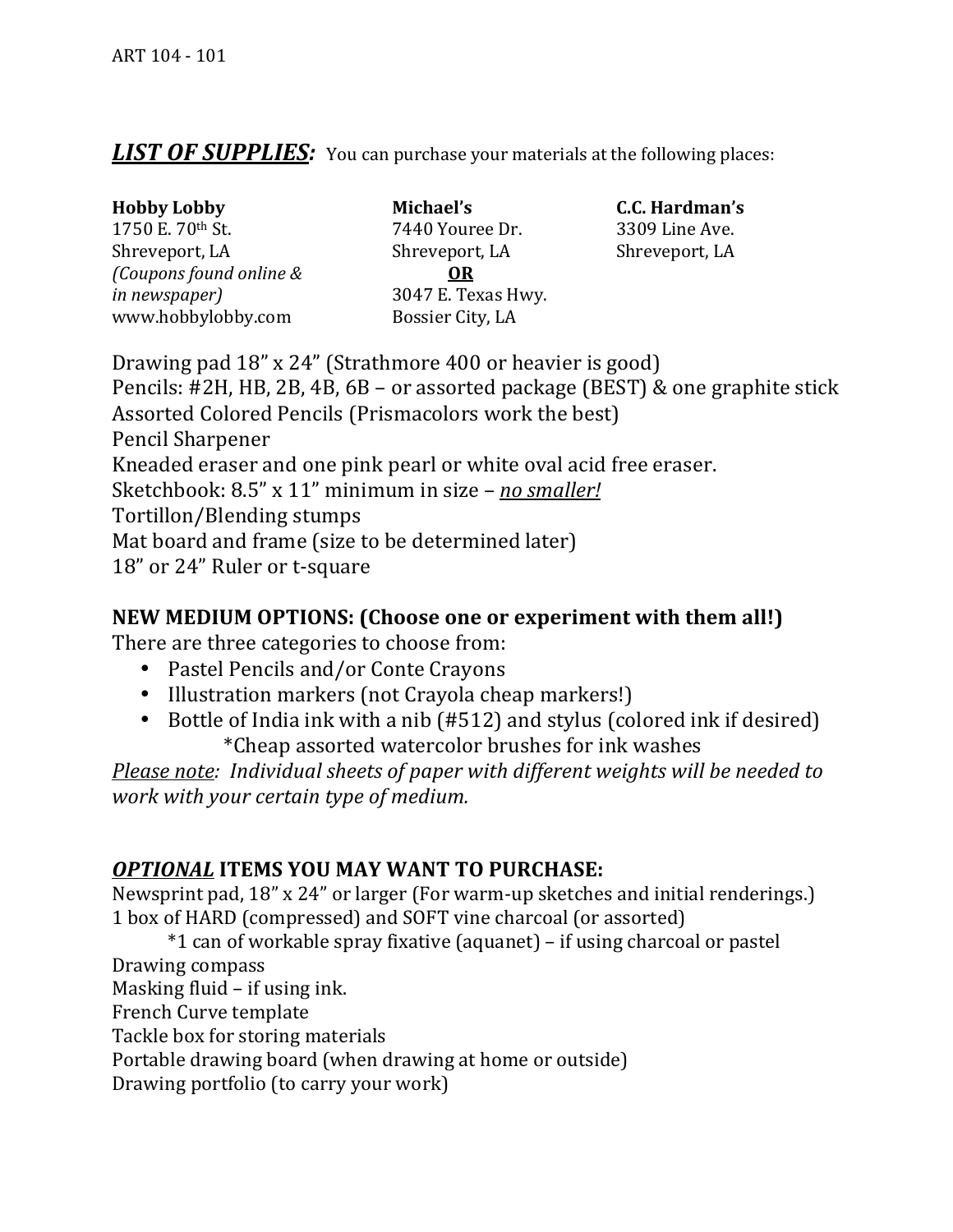***LIST OF SUPPLIES:*** You can purchase your materials at the following places:

**Hobby Lobby**
1750 E. 70th St.
Shreveport, LA
*(Coupons found online & in newspaper)*
www.hobbylobby.com

**Michael's**
7440 Youree Dr.
Shreveport, LA
**OR**
3047 E. Texas Hwy.
Bossier City, LA

**C.C. Hardman's**
3309 Line Ave.
Shreveport, LA

Drawing pad 18" x 24" (Strathmore 400 or heavier is good)
Pencils: #2H, HB, 2B, 4B, 6B – or assorted package (BEST) & one graphite stick
Assorted Colored Pencils (Prismacolors work the best)
Pencil Sharpener
Kneaded eraser and one pink pearl or white oval acid free eraser.
Sketchbook: 8.5" x 11" minimum in size – *no smaller!*
Tortillon/Blending stumps
Mat board and frame (size to be determined later)
18" or 24" Ruler or t-square

**NEW MEDIUM OPTIONS: (Choose one or experiment with them all!)**
There are three categories to choose from:

- Pastel Pencils and/or Conte Crayons
- Illustration markers (not Crayola cheap markers!)
- Bottle of India ink with a nib (#512) and stylus (colored ink if desired)
  *Cheap assorted watercolor brushes for ink washes

*Please note: Individual sheets of paper with different weights will be needed to work with your certain type of medium.*

***OPTIONAL*** **ITEMS YOU MAY WANT TO PURCHASE:**
Newsprint pad, 18" x 24" or larger (For warm-up sketches and initial renderings.)
1 box of HARD (compressed) and SOFT vine charcoal (or assorted)
  *1 can of workable spray fixative (aquanet) – if using charcoal or pastel
Drawing compass
Masking fluid – if using ink.
French Curve template
Tackle box for storing materials
Portable drawing board (when drawing at home or outside)
Drawing portfolio (to carry your work)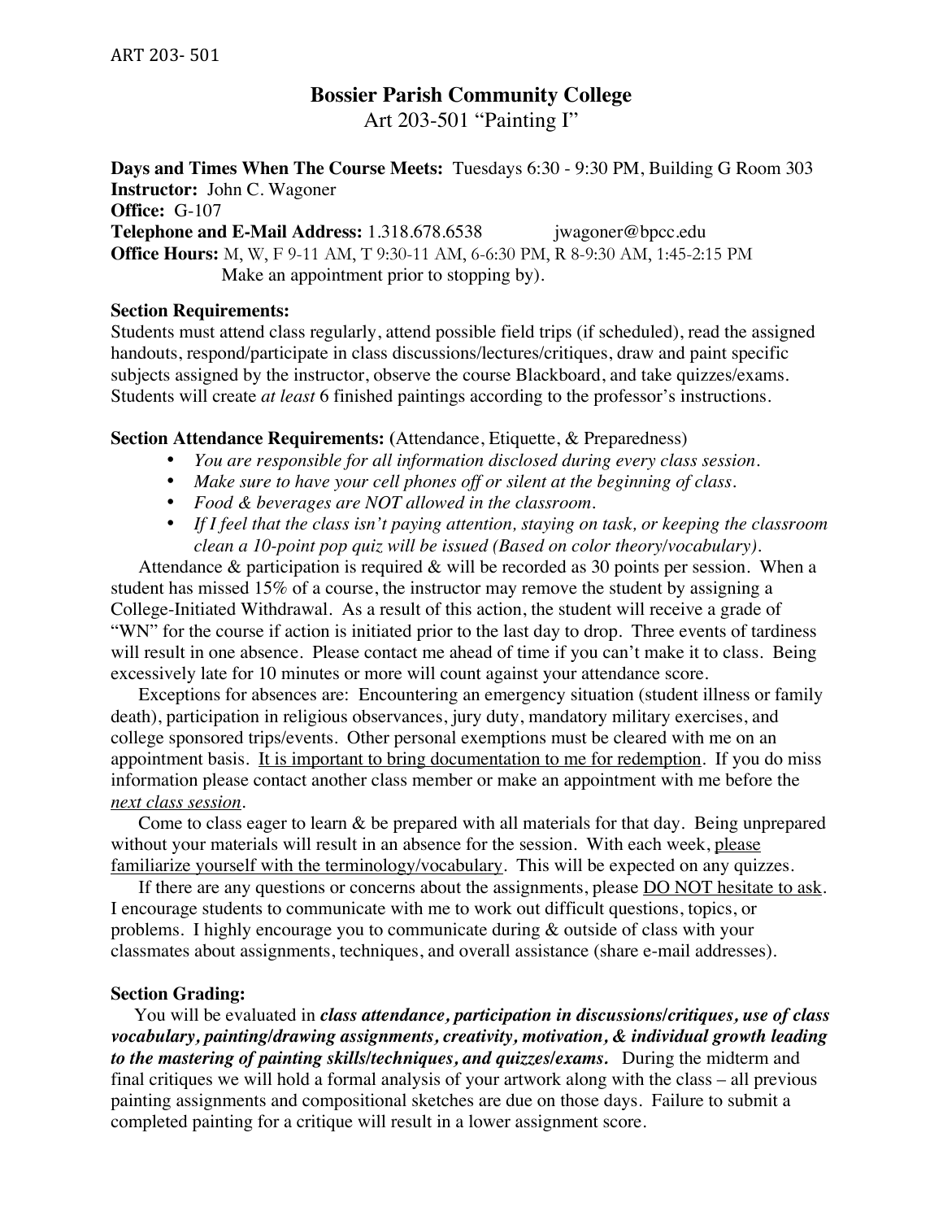# Bossier Parish Community College

Art 203-501 "Painting I"

**Days and Times When The Course Meets:** Tuesdays 6:30 - 9:30 PM, Building G Room 303
**Instructor:** John C. Wagoner
**Office:** G-107
**Telephone and E-Mail Address:** 1.318.678.6538 jwagoner@bpcc.edu
**Office Hours:** M, W, F 9-11 AM, T 9:30-11 AM, 6-6:30 PM, R 8-9:30 AM, 1:45-2:15 PM
Make an appointment prior to stopping by).

**Section Requirements:**
Students must attend class regularly, attend possible field trips (if scheduled), read the assigned handouts, respond/participate in class discussions/lectures/critiques, draw and paint specific subjects assigned by the instructor, observe the course Blackboard, and take quizzes/exams. Students will create *at least* 6 finished paintings according to the professor's instructions.

**Section Attendance Requirements: (**Attendance, Etiquette, & Preparedness)

- *You are responsible for all information disclosed during every class session.*
- *Make sure to have your cell phones off or silent at the beginning of class.*
- *Food & beverages are NOT allowed in the classroom.*
- *If I feel that the class isn't paying attention, staying on task, or keeping the classroom clean a 10-point pop quiz will be issued (Based on color theory/vocabulary).*

Attendance & participation is required & will be recorded as 30 points per session. When a student has missed 15% of a course, the instructor may remove the student by assigning a College-Initiated Withdrawal. As a result of this action, the student will receive a grade of "WN" for the course if action is initiated prior to the last day to drop. Three events of tardiness will result in one absence. Please contact me ahead of time if you can't make it to class. Being excessively late for 10 minutes or more will count against your attendance score.

Exceptions for absences are: Encountering an emergency situation (student illness or family death), participation in religious observances, jury duty, mandatory military exercises, and college sponsored trips/events. Other personal exemptions must be cleared with me on an appointment basis. <u>It is important to bring documentation to me for redemption</u>. If you do miss information please contact another class member or make an appointment with me before the <u>*next class session*</u>.

Come to class eager to learn & be prepared with all materials for that day. Being unprepared without your materials will result in an absence for the session. With each week, <u>please familiarize yourself with the terminology/vocabulary</u>. This will be expected on any quizzes.

If there are any questions or concerns about the assignments, please <u>DO NOT hesitate to ask</u>. I encourage students to communicate with me to work out difficult questions, topics, or problems. I highly encourage you to communicate during & outside of class with your classmates about assignments, techniques, and overall assistance (share e-mail addresses).

**Section Grading:**
You will be evaluated in ***class attendance, participation in discussions/critiques, use of class vocabulary, painting/drawing assignments, creativity, motivation, & individual growth leading to the mastering of painting skills/techniques, and quizzes/exams.*** During the midterm and final critiques we will hold a formal analysis of your artwork along with the class – all previous painting assignments and compositional sketches are due on those days. Failure to submit a completed painting for a critique will result in a lower assignment score.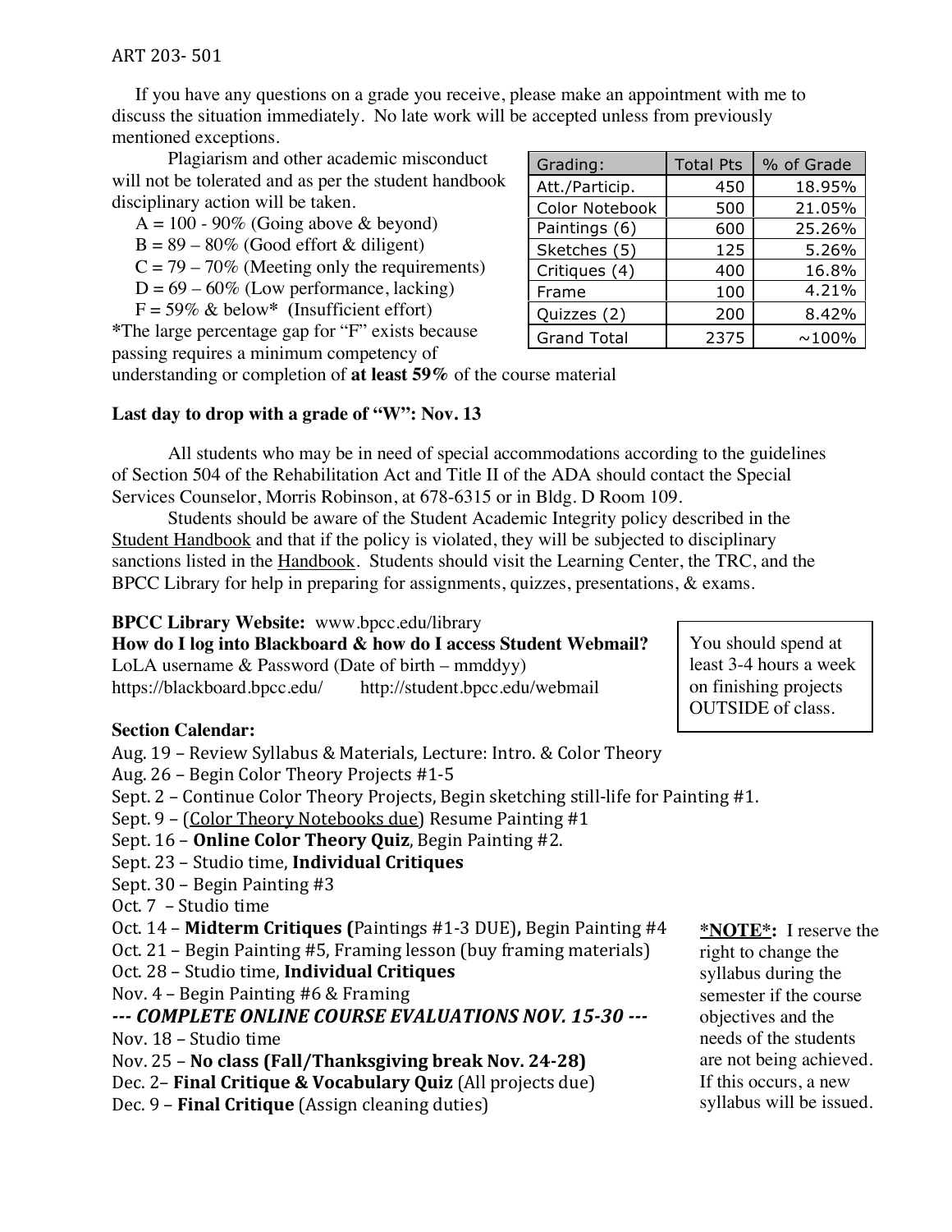ART 203- 501

If you have any questions on a grade you receive, please make an appointment with me to discuss the situation immediately. No late work will be accepted unless from previously mentioned exceptions.

Plagiarism and other academic misconduct will not be tolerated and as per the student handbook disciplinary action will be taken.

A = 100 - 90% (Going above & beyond)
B = 89 – 80% (Good effort & diligent)
C = 79 – 70% (Meeting only the requirements)
D = 69 – 60% (Low performance, lacking)
F = 59% & below* (Insufficient effort)

*The large percentage gap for "F" exists because passing requires a minimum competency of understanding or completion of **at least 59%** of the course material

| Grading: | Total Pts | % of Grade |
|---|---|---|
| Att./Particip. | 450 | 18.95% |
| Color Notebook | 500 | 21.05% |
| Paintings (6) | 600 | 25.26% |
| Sketches (5) | 125 | 5.26% |
| Critiques (4) | 400 | 16.8% |
| Frame | 100 | 4.21% |
| Quizzes (2) | 200 | 8.42% |
| Grand Total | 2375 | ~100% |

**Last day to drop with a grade of "W": Nov. 13**

All students who may be in need of special accommodations according to the guidelines of Section 504 of the Rehabilitation Act and Title II of the ADA should contact the Special Services Counselor, Morris Robinson, at 678-6315 or in Bldg. D Room 109.

Students should be aware of the Student Academic Integrity policy described in the Student Handbook and that if the policy is violated, they will be subjected to disciplinary sanctions listed in the Handbook. Students should visit the Learning Center, the TRC, and the BPCC Library for help in preparing for assignments, quizzes, presentations, & exams.

**BPCC Library Website:** www.bpcc.edu/library
**How do I log into Blackboard & how do I access Student Webmail?**
LoLA username & Password (Date of birth – mmddyy)
https://blackboard.bpcc.edu/ http://student.bpcc.edu/webmail

You should spend at least 3-4 hours a week on finishing projects OUTSIDE of class.

**Section Calendar:**

Aug. 19 – Review Syllabus & Materials, Lecture: Intro. & Color Theory
Aug. 26 – Begin Color Theory Projects #1-5
Sept. 2 – Continue Color Theory Projects, Begin sketching still-life for Painting #1.
Sept. 9 – (Color Theory Notebooks due) Resume Painting #1
Sept. 16 – **Online Color Theory Quiz**, Begin Painting #2.
Sept. 23 – Studio time, **Individual Critiques**
Sept. 30 – Begin Painting #3
Oct. 7 – Studio time
Oct. 14 – **Midterm Critiques (**Paintings #1-3 DUE**)**, Begin Painting #4
Oct. 21 – Begin Painting #5, Framing lesson (buy framing materials)
Oct. 28 – Studio time, **Individual Critiques**
Nov. 4 – Begin Painting #6 & Framing
***--- COMPLETE ONLINE COURSE EVALUATIONS NOV. 15-30 ---***
Nov. 18 – Studio time
Nov. 25 – **No class (Fall/Thanksgiving break Nov. 24-28)**
Dec. 2– **Final Critique & Vocabulary Quiz** (All projects due)
Dec. 9 – **Final Critique** (Assign cleaning duties)

***NOTE*:** I reserve the right to change the syllabus during the semester if the course objectives and the needs of the students are not being achieved. If this occurs, a new syllabus will be issued.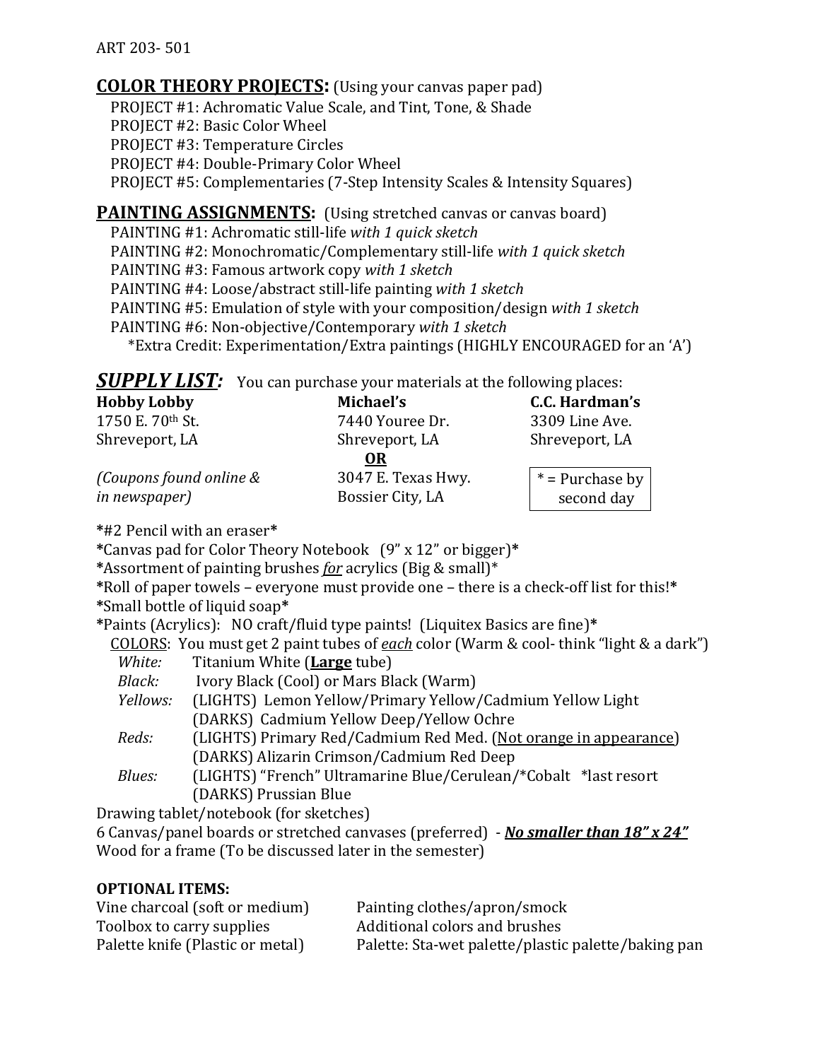ART 203- 501

## COLOR THEORY PROJECTS: (Using your canvas paper pad)

PROJECT #1: Achromatic Value Scale, and Tint, Tone, & Shade
PROJECT #2: Basic Color Wheel
PROJECT #3: Temperature Circles
PROJECT #4: Double-Primary Color Wheel
PROJECT #5: Complementaries (7-Step Intensity Scales & Intensity Squares)

## PAINTING ASSIGNMENTS: (Using stretched canvas or canvas board)

PAINTING #1: Achromatic still-life *with 1 quick sketch*
PAINTING #2: Monochromatic/Complementary still-life *with 1 quick sketch*
PAINTING #3: Famous artwork copy *with 1 sketch*
PAINTING #4: Loose/abstract still-life painting *with 1 sketch*
PAINTING #5: Emulation of style with your composition/design *with 1 sketch*
PAINTING #6: Non-objective/Contemporary *with 1 sketch*
*Extra Credit: Experimentation/Extra paintings (HIGHLY ENCOURAGED for an 'A')

## *SUPPLY LIST:* You can purchase your materials at the following places:

| **Hobby Lobby** | **Michael's** | **C.C. Hardman's** |
|---|---|---|
| 1750 E. 70th St. | 7440 Youree Dr. | 3309 Line Ave. |
| Shreveport, LA | Shreveport, LA | Shreveport, LA |
| | **OR** | |
| *(Coupons found online & in newspaper)* | 3047 E. Texas Hwy. Bossier City, LA | * = Purchase by second day |

**\***#2 Pencil with an eraser**\***
**\***Canvas pad for Color Theory Notebook (9" x 12" or bigger)**\***
**\***Assortment of painting brushes *for* acrylics (Big & small)*
**\***Roll of paper towels – everyone must provide one – there is a check-off list for this!**\***
**\***Small bottle of liquid soap**\***
**\***Paints (Acrylics): NO craft/fluid type paints! (Liquitex Basics are fine)**\***

COLORS: You must get 2 paint tubes of *each* color (Warm & cool- think "light & a dark")

- *White:* Titanium White (**Large** tube)
- *Black:* Ivory Black (Cool) or Mars Black (Warm)
- *Yellows:* (LIGHTS) Lemon Yellow/Primary Yellow/Cadmium Yellow Light
  (DARKS) Cadmium Yellow Deep/Yellow Ochre
- *Reds:* (LIGHTS) Primary Red/Cadmium Red Med. (Not orange in appearance)
  (DARKS) Alizarin Crimson/Cadmium Red Deep
- *Blues:* (LIGHTS) "French" Ultramarine Blue/Cerulean/*Cobalt *last resort
  (DARKS) Prussian Blue

Drawing tablet/notebook (for sketches)
6 Canvas/panel boards or stretched canvases (preferred) - ***No smaller than 18" x 24"***
Wood for a frame (To be discussed later in the semester)

### OPTIONAL ITEMS:

| | |
|---|---|
| Vine charcoal (soft or medium) | Painting clothes/apron/smock |
| Toolbox to carry supplies | Additional colors and brushes |
| Palette knife (Plastic or metal) | Palette: Sta-wet palette/plastic palette/baking pan |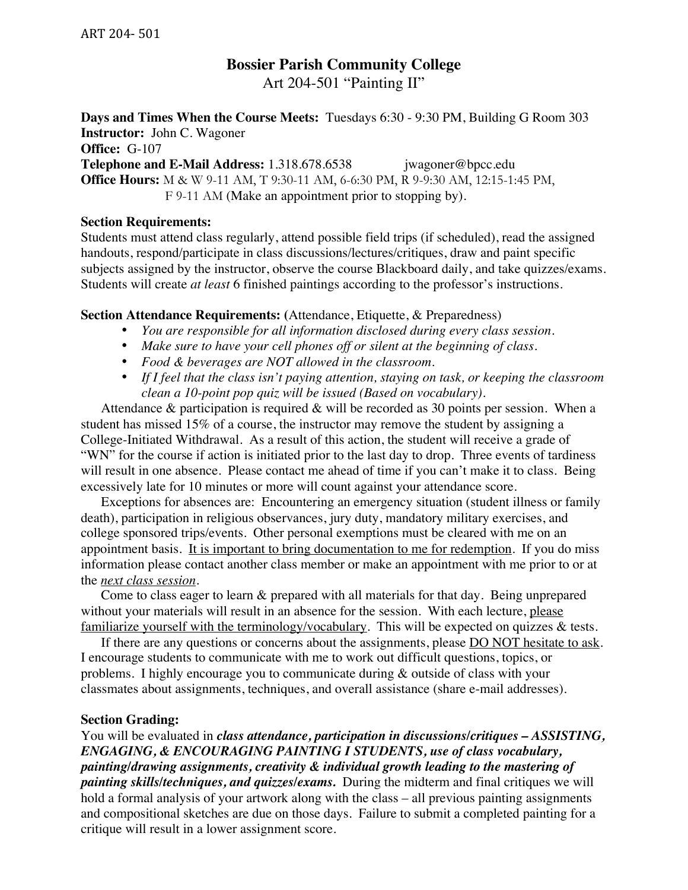# Bossier Parish Community College

Art 204-501 "Painting II"

**Days and Times When the Course Meets:** Tuesdays 6:30 - 9:30 PM, Building G Room 303
**Instructor:** John C. Wagoner
**Office:** G-107
**Telephone and E-Mail Address:** 1.318.678.6538 jwagoner@bpcc.edu
**Office Hours:** M & W 9-11 AM, T 9:30-11 AM, 6-6:30 PM, R 9-9:30 AM, 12:15-1:45 PM, F 9-11 AM (Make an appointment prior to stopping by).

**Section Requirements:**
Students must attend class regularly, attend possible field trips (if scheduled), read the assigned handouts, respond/participate in class discussions/lectures/critiques, draw and paint specific subjects assigned by the instructor, observe the course Blackboard daily, and take quizzes/exams. Students will create *at least* 6 finished paintings according to the professor's instructions.

**Section Attendance Requirements: (**Attendance, Etiquette, & Preparedness)

- *You are responsible for all information disclosed during every class session.*
- *Make sure to have your cell phones off or silent at the beginning of class.*
- *Food & beverages are NOT allowed in the classroom.*
- *If I feel that the class isn't paying attention, staying on task, or keeping the classroom clean a 10-point pop quiz will be issued (Based on vocabulary).*

Attendance & participation is required & will be recorded as 30 points per session. When a student has missed 15% of a course, the instructor may remove the student by assigning a College-Initiated Withdrawal. As a result of this action, the student will receive a grade of "WN" for the course if action is initiated prior to the last day to drop. Three events of tardiness will result in one absence. Please contact me ahead of time if you can't make it to class. Being excessively late for 10 minutes or more will count against your attendance score.

Exceptions for absences are: Encountering an emergency situation (student illness or family death), participation in religious observances, jury duty, mandatory military exercises, and college sponsored trips/events. Other personal exemptions must be cleared with me on an appointment basis. It is important to bring documentation to me for redemption. If you do miss information please contact another class member or make an appointment with me prior to or at the *next class session*.

Come to class eager to learn & prepared with all materials for that day. Being unprepared without your materials will result in an absence for the session. With each lecture, please familiarize yourself with the terminology/vocabulary. This will be expected on quizzes & tests.

If there are any questions or concerns about the assignments, please DO NOT hesitate to ask. I encourage students to communicate with me to work out difficult questions, topics, or problems. I highly encourage you to communicate during & outside of class with your classmates about assignments, techniques, and overall assistance (share e-mail addresses).

**Section Grading:**
You will be evaluated in ***class attendance, participation in discussions/critiques – ASSISTING, ENGAGING, & ENCOURAGING PAINTING I STUDENTS, use of class vocabulary, painting/drawing assignments, creativity & individual growth leading to the mastering of painting skills/techniques, and quizzes/exams.*** During the midterm and final critiques we will hold a formal analysis of your artwork along with the class – all previous painting assignments and compositional sketches are due on those days. Failure to submit a completed painting for a critique will result in a lower assignment score.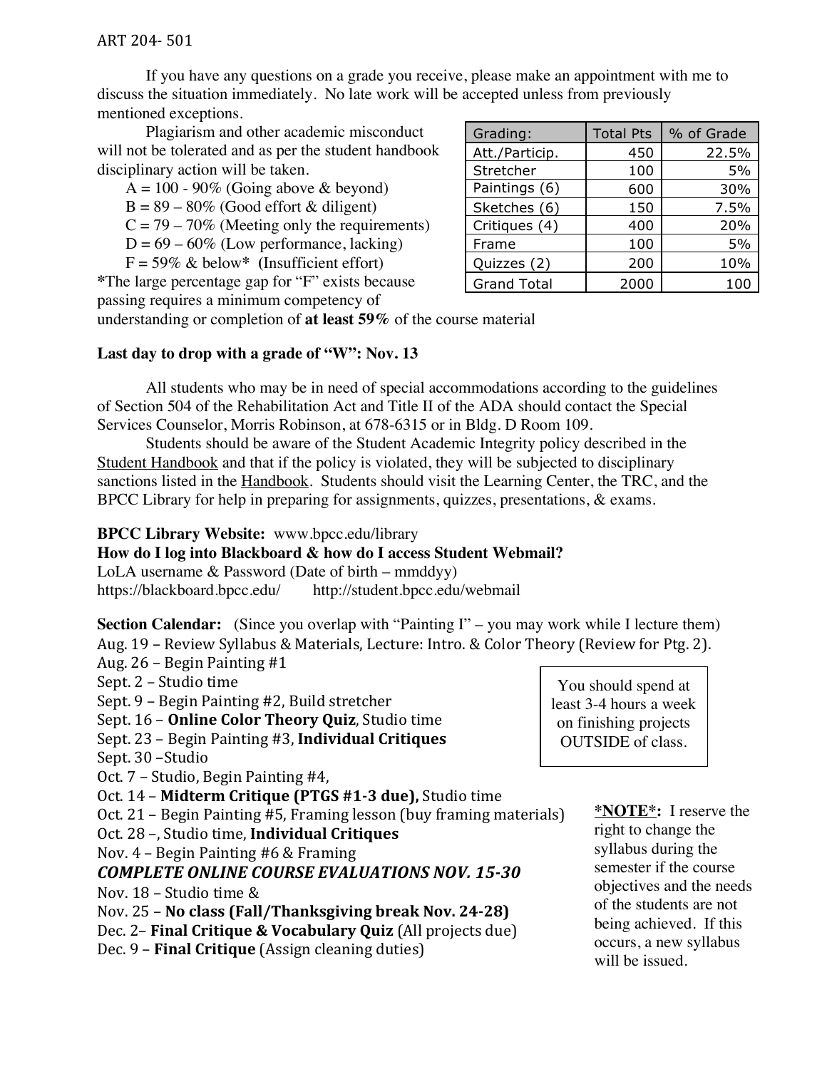ART 204- 501

If you have any questions on a grade you receive, please make an appointment with me to discuss the situation immediately. No late work will be accepted unless from previously mentioned exceptions.

Plagiarism and other academic misconduct will not be tolerated and as per the student handbook disciplinary action will be taken.

- A = 100 - 90% (Going above & beyond)
- B = 89 – 80% (Good effort & diligent)
- C = 79 – 70% (Meeting only the requirements)
- D = 69 – 60% (Low performance, lacking)
- F = 59% & below* (Insufficient effort)

*The large percentage gap for "F" exists because passing requires a minimum competency of understanding or completion of **at least 59%** of the course material

| Grading: | Total Pts | % of Grade |
|---|---|---|
| Att./Particip. | 450 | 22.5% |
| Stretcher | 100 | 5% |
| Paintings (6) | 600 | 30% |
| Sketches (6) | 150 | 7.5% |
| Critiques (4) | 400 | 20% |
| Frame | 100 | 5% |
| Quizzes (2) | 200 | 10% |
| Grand Total | 2000 | 100 |

**Last day to drop with a grade of "W": Nov. 13**

All students who may be in need of special accommodations according to the guidelines of Section 504 of the Rehabilitation Act and Title II of the ADA should contact the Special Services Counselor, Morris Robinson, at 678-6315 or in Bldg. D Room 109.

Students should be aware of the Student Academic Integrity policy described in the Student Handbook and that if the policy is violated, they will be subjected to disciplinary sanctions listed in the Handbook. Students should visit the Learning Center, the TRC, and the BPCC Library for help in preparing for assignments, quizzes, presentations, & exams.

**BPCC Library Website:** www.bpcc.edu/library

**How do I log into Blackboard & how do I access Student Webmail?**

LoLA username & Password (Date of birth – mmddyy)

https://blackboard.bpcc.edu/ http://student.bpcc.edu/webmail

**Section Calendar:** (Since you overlap with "Painting I" – you may work while I lecture them)

Aug. 19 – Review Syllabus & Materials, Lecture: Intro. & Color Theory (Review for Ptg. 2).
Aug. 26 – Begin Painting #1
Sept. 2 – Studio time
Sept. 9 – Begin Painting #2, Build stretcher
Sept. 16 – **Online Color Theory Quiz**, Studio time
Sept. 23 – Begin Painting #3, **Individual Critiques**
Sept. 30 –Studio
Oct. 7 – Studio, Begin Painting #4,
Oct. 14 – **Midterm Critique (PTGS #1-3 due),** Studio time
Oct. 21 – Begin Painting #5, Framing lesson (buy framing materials)
Oct. 28 –, Studio time, **Individual Critiques**
Nov. 4 – Begin Painting #6 & Framing

***COMPLETE ONLINE COURSE EVALUATIONS NOV. 15-30***

Nov. 18 – Studio time &
Nov. 25 – **No class (Fall/Thanksgiving break Nov. 24-28)**
Dec. 2– **Final Critique & Vocabulary Quiz** (All projects due)
Dec. 9 – **Final Critique** (Assign cleaning duties)

You should spend at least 3-4 hours a week on finishing projects OUTSIDE of class.

**\*NOTE\*:** I reserve the right to change the syllabus during the semester if the course objectives and the needs of the students are not being achieved. If this occurs, a new syllabus will be issued.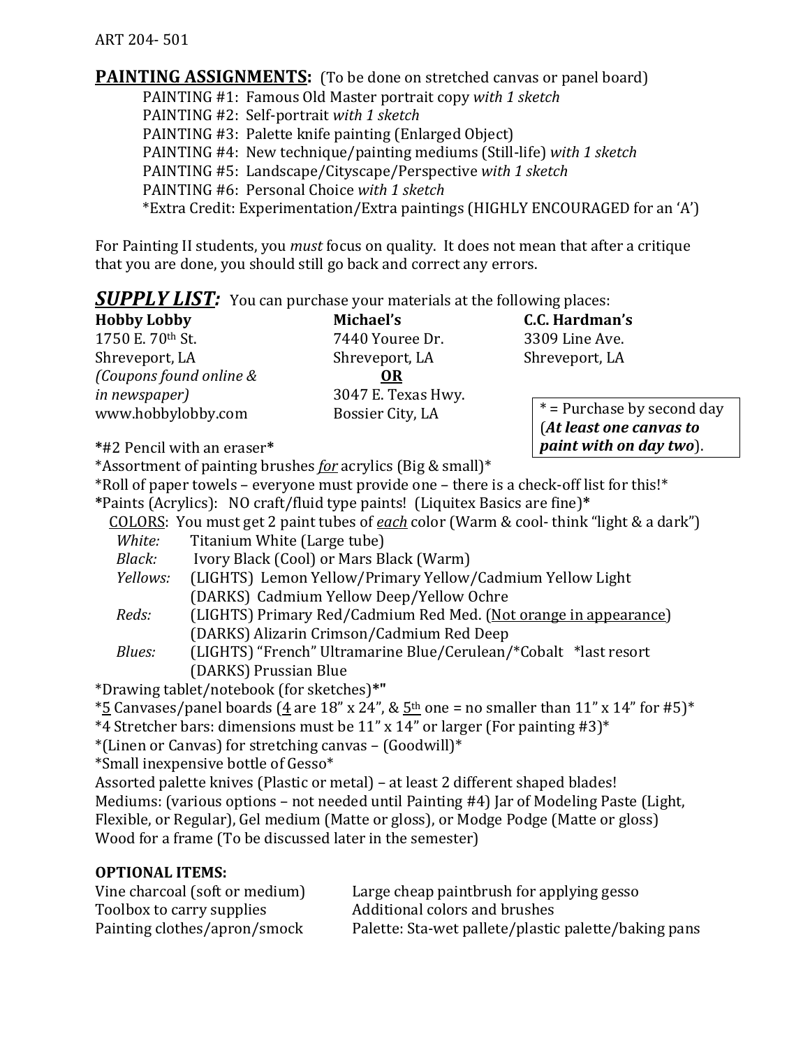ART 204- 501

## PAINTING ASSIGNMENTS: (To be done on stretched canvas or panel board)

PAINTING #1: Famous Old Master portrait copy *with 1 sketch*
PAINTING #2: Self-portrait *with 1 sketch*
PAINTING #3: Palette knife painting (Enlarged Object)
PAINTING #4: New technique/painting mediums (Still-life) *with 1 sketch*
PAINTING #5: Landscape/Cityscape/Perspective *with 1 sketch*
PAINTING #6: Personal Choice *with 1 sketch*
*Extra Credit: Experimentation/Extra paintings (HIGHLY ENCOURAGED for an 'A')

For Painting II students, you *must* focus on quality. It does not mean that after a critique that you are done, you should still go back and correct any errors.

## *SUPPLY LIST:* You can purchase your materials at the following places:

**Hobby Lobby**
1750 E. 70th St.
Shreveport, LA
*(Coupons found online & in newspaper)*
www.hobbylobby.com

**Michael's**
7440 Youree Dr.
Shreveport, LA
**OR**
3047 E. Texas Hwy.
Bossier City, LA

**C.C. Hardman's**
3309 Line Ave.
Shreveport, LA

* = Purchase by second day (***At least one canvas to paint with on day two***).

**\***#2 Pencil with an eraser**\***
*Assortment of painting brushes *for* acrylics (Big & small)*
*Roll of paper towels – everyone must provide one – there is a check-off list for this!*
**\***Paints (Acrylics): NO craft/fluid type paints! (Liquitex Basics are fine)**\***

COLORS: You must get 2 paint tubes of *each* color (Warm & cool- think "light & a dark")

*White:* Titanium White (Large tube)
*Black:* Ivory Black (Cool) or Mars Black (Warm)
*Yellows:* (LIGHTS) Lemon Yellow/Primary Yellow/Cadmium Yellow Light
(DARKS) Cadmium Yellow Deep/Yellow Ochre
*Reds:* (LIGHTS) Primary Red/Cadmium Red Med. (Not orange in appearance)
(DARKS) Alizarin Crimson/Cadmium Red Deep
*Blues:* (LIGHTS) "French" Ultramarine Blue/Cerulean/*Cobalt *last resort
(DARKS) Prussian Blue

*Drawing tablet/notebook (for sketches)**\***"
*5 Canvases/panel boards (4 are 18" x 24", & 5th one = no smaller than 11" x 14" for #5)*
*4 Stretcher bars: dimensions must be 11" x 14" or larger (For painting #3)*
*(Linen or Canvas) for stretching canvas – (Goodwill)*
*Small inexpensive bottle of Gesso*
Assorted palette knives (Plastic or metal) – at least 2 different shaped blades!
Mediums: (various options – not needed until Painting #4) Jar of Modeling Paste (Light, Flexible, or Regular), Gel medium (Matte or gloss), or Modge Podge (Matte or gloss)
Wood for a frame (To be discussed later in the semester)

### OPTIONAL ITEMS:

Vine charcoal (soft or medium)
Toolbox to carry supplies
Painting clothes/apron/smock
Large cheap paintbrush for applying gesso
Additional colors and brushes
Palette: Sta-wet pallete/plastic palette/baking pans